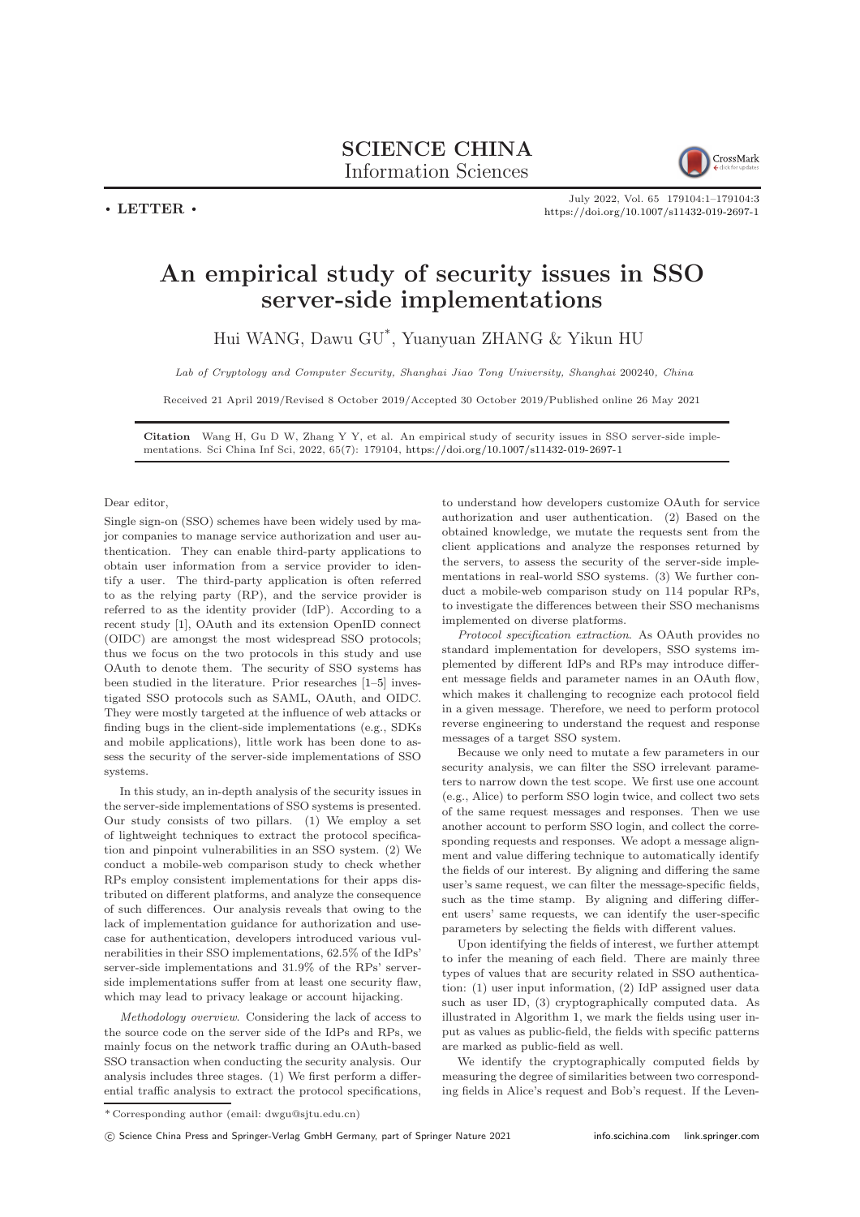**SCIENCE CHINA**
**Information Sciences**

• **LETTER** •

# An empirical study of security issues in SSO server-side implementations

Hui WANG, Dawu GU*, Yuanyuan ZHANG & Yikun HU

*Lab of Cryptology and Computer Security, Shanghai Jiao Tong University, Shanghai 200240, China*

Received 21 April 2019/Revised 8 October 2019/Accepted 30 October 2019/Published online 26 May 2021

**Citation** Wang H, Gu D W, Zhang Y Y, et al. An empirical study of security issues in SSO server-side implementations. Sci China Inf Sci, 2022, 65(7): 179104, https://doi.org/10.1007/s11432-019-2697-1

Dear editor,

Single sign-on (SSO) schemes have been widely used by major companies to manage service authorization and user authentication. They can enable third-party applications to obtain user information from a service provider to identify a user. The third-party application is often referred to as the relying party (RP), and the service provider is referred to as the identity provider (IdP). According to a recent study [1], OAuth and its extension OpenID connect (OIDC) are amongst the most widespread SSO protocols; thus we focus on the two protocols in this study and use OAuth to denote them. The security of SSO systems has been studied in the literature. Prior researches [1–5] investigated SSO protocols such as SAML, OAuth, and OIDC. They were mostly targeted at the influence of web attacks or finding bugs in the client-side implementations (e.g., SDKs and mobile applications), little work has been done to assess the security of the server-side implementations of SSO systems.

In this study, an in-depth analysis of the security issues in the server-side implementations of SSO systems is presented. Our study consists of two pillars. (1) We employ a set of lightweight techniques to extract the protocol specification and pinpoint vulnerabilities in an SSO system. (2) We conduct a mobile-web comparison study to check whether RPs employ consistent implementations for their apps distributed on different platforms, and analyze the consequence of such differences. Our analysis reveals that owing to the lack of implementation guidance for authorization and usecase for authentication, developers introduced various vulnerabilities in their SSO implementations, 62.5% of the IdPs' server-side implementations and 31.9% of the RPs' server-side implementations suffer from at least one security flaw, which may lead to privacy leakage or account hijacking.

*Methodology overview*. Considering the lack of access to the source code on the server side of the IdPs and RPs, we mainly focus on the network traffic during an OAuth-based SSO transaction when conducting the security analysis. Our analysis includes three stages. (1) We first perform a differential traffic analysis to extract the protocol specifications, to understand how developers customize OAuth for service authorization and user authentication. (2) Based on the obtained knowledge, we mutate the requests sent from the client applications and analyze the responses returned by the servers, to assess the security of the server-side implementations in real-world SSO systems. (3) We further conduct a mobile-web comparison study on 114 popular RPs, to investigate the differences between their SSO mechanisms implemented on diverse platforms.

*Protocol specification extraction*. As OAuth provides no standard implementation for developers, SSO systems implemented by different IdPs and RPs may introduce different message fields and parameter names in an OAuth flow, which makes it challenging to recognize each protocol field in a given message. Therefore, we need to perform protocol reverse engineering to understand the request and response messages of a target SSO system.

Because we only need to mutate a few parameters in our security analysis, we can filter the SSO irrelevant parameters to narrow down the test scope. We first use one account (e.g., Alice) to perform SSO login twice, and collect two sets of the same request messages and responses. Then we use another account to perform SSO login, and collect the corresponding requests and responses. We adopt a message alignment and value differing technique to automatically identify the fields of our interest. By aligning and differing the same user's same request, we can filter the message-specific fields, such as the time stamp. By aligning and differing different users' same requests, we can identify the user-specific parameters by selecting the fields with different values.

Upon identifying the fields of interest, we further attempt to infer the meaning of each field. There are mainly three types of values that are security related in SSO authentication: (1) user input information, (2) IdP assigned user data such as user ID, (3) cryptographically computed data. As illustrated in Algorithm 1, we mark the fields using user input as values as public-field, the fields with specific patterns are marked as public-field as well.

We identify the cryptographically computed fields by measuring the degree of similarities between two corresponding fields in Alice's request and Bob's request. If the Leven-

---

* Corresponding author (email: dwgu@sjtu.edu.cn)

© Science China Press and Springer-Verlag GmbH Germany, part of Springer Nature 2021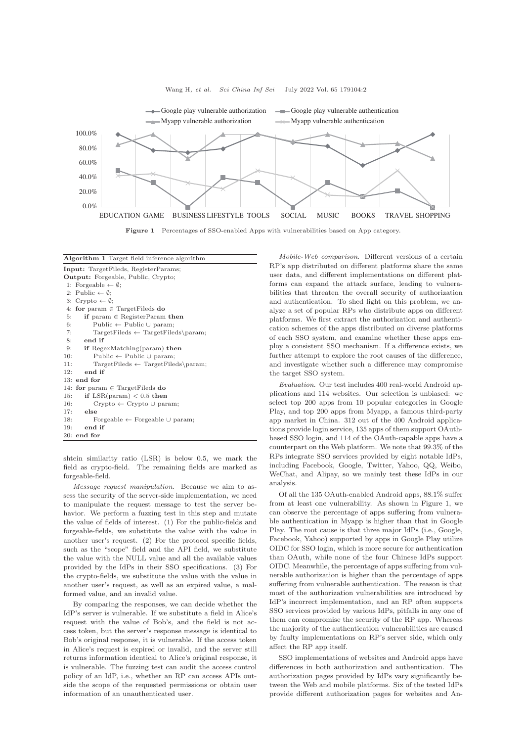Figure 1 Percentages of SSO-enabled Apps with vulnerabilities based on App category.

**Algorithm 1** Target field inference algorithm

```
Input: TargetFileds, RegisterParams;
Output: Forgeable, Public, Crypto;
 1: Forgeable ← ∅;
 2: Public ← ∅;
 3: Crypto ← ∅;
 4: for param ∈ TargetFileds do
 5:    if param ∈ RegisterParam then
 6:       Public ← Public ∪ param;
 7:       TargetFileds ← TargetFileds\param;
 8:    end if
 9:    if RegexMatching(param) then
10:       Public ← Public ∪ param;
11:       TargetFileds ← TargetFileds\param;
12:    end if
13: end for
14: for param ∈ TargetFileds do
15:    if LSR(param) < 0.5 then
16:       Crypto ← Crypto ∪ param;
17:    else
18:       Forgeable ← Forgeable ∪ param;
19:    end if
20: end for
```

shtein similarity ratio (LSR) is below 0.5, we mark the field as crypto-field. The remaining fields are marked as forgeable-field.

*Message request manipulation*. Because we aim to assess the security of the server-side implementation, we need to manipulate the request message to test the server behavior. We perform a fuzzing test in this step and mutate the value of fields of interest. (1) For the public-fields and forgeable-fields, we substitute the value with the value in another user's request. (2) For the protocol specific fields, such as the "scope" field and the API field, we substitute the value with the NULL value and all the available values provided by the IdPs in their SSO specifications. (3) For the crypto-fields, we substitute the value with the value in another user's request, as well as an expired value, a malformed value, and an invalid value.

By comparing the responses, we can decide whether the IdP's server is vulnerable. If we substitute a field in Alice's request with the value of Bob's, and the field is not access token, but the server's response message is identical to Bob's original response, it is vulnerable. If the access token in Alice's request is expired or invalid, and the server still returns information identical to Alice's original response, it is vulnerable. The fuzzing test can audit the access control policy of an IdP, i.e., whether an RP can access APIs outside the scope of the requested permissions or obtain user information of an unauthenticated user.

*Mobile-Web comparison*. Different versions of a certain RP's app distributed on different platforms share the same user data, and different implementations on different platforms can expand the attack surface, leading to vulnerabilities that threaten the overall security of authorization and authentication. To shed light on this problem, we analyze a set of popular RPs who distribute apps on different platforms. We first extract the authorization and authentication schemes of the apps distributed on diverse platforms of each SSO system, and examine whether these apps employ a consistent SSO mechanism. If a difference exists, we further attempt to explore the root causes of the difference, and investigate whether such a difference may compromise the target SSO system.

*Evaluation*. Our test includes 400 real-world Android applications and 114 websites. Our selection is unbiased: we select top 200 apps from 10 popular categories in Google Play, and top 200 apps from Myapp, a famous third-party app market in China. 312 out of the 400 Android applications provide login service, 135 apps of them support OAuth-based SSO login, and 114 of the OAuth-capable apps have a counterpart on the Web platform. We note that 99.3% of the RPs integrate SSO services provided by eight notable IdPs, including Facebook, Google, Twitter, Yahoo, QQ, Weibo, WeChat, and Alipay, so we mainly test these IdPs in our analysis.

Of all the 135 OAuth-enabled Android apps, 88.1% suffer from at least one vulnerability. As shown in Figure 1, we can observe the percentage of apps suffering from vulnerable authentication in Myapp is higher than that in Google Play. The root cause is that three major IdPs (i.e., Google, Facebook, Yahoo) supported by apps in Google Play utilize OIDC for SSO login, which is more secure for authentication than OAuth, while none of the four Chinese IdPs support OIDC. Meanwhile, the percentage of apps suffering from vulnerable authorization is higher than the percentage of apps suffering from vulnerable authentication. The reason is that most of the authorization vulnerabilities are introduced by IdP's incorrect implementation, and an RP often supports SSO services provided by various IdPs, pitfalls in any one of them can compromise the security of the RP app. Whereas the majority of the authentication vulnerabilities are caused by faulty implementations on RP's server side, which only affect the RP app itself.

SSO implementations of websites and Android apps have differences in both authorization and authentication. The authorization pages provided by IdPs vary significantly between the Web and mobile platforms. Six of the tested IdPs provide different authorization pages for websites and An-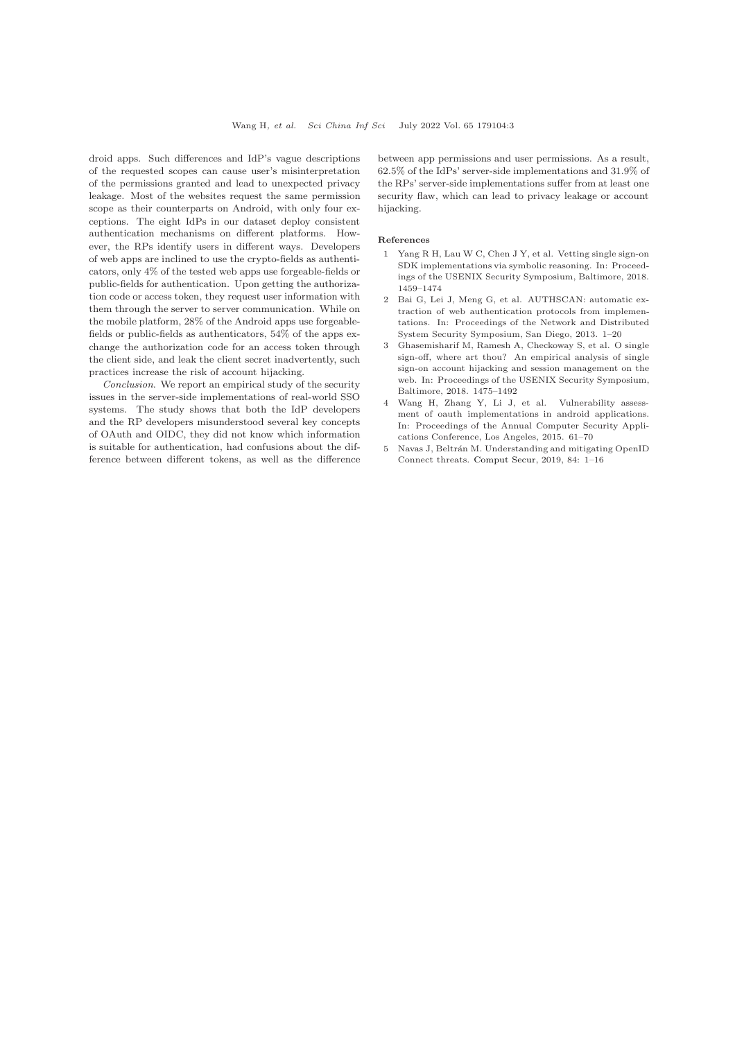droid apps. Such differences and IdP's vague descriptions of the requested scopes can cause user's misinterpretation of the permissions granted and lead to unexpected privacy leakage. Most of the websites request the same permission scope as their counterparts on Android, with only four exceptions. The eight IdPs in our dataset deploy consistent authentication mechanisms on different platforms. However, the RPs identify users in different ways. Developers of web apps are inclined to use the crypto-fields as authenticators, only 4% of the tested web apps use forgeable-fields or public-fields for authentication. Upon getting the authorization code or access token, they request user information with them through the server to server communication. While on the mobile platform, 28% of the Android apps use forgeable-fields or public-fields as authenticators, 54% of the apps exchange the authorization code for an access token through the client side, and leak the client secret inadvertently, such practices increase the risk of account hijacking.

*Conclusion.* We report an empirical study of the security issues in the server-side implementations of real-world SSO systems. The study shows that both the IdP developers and the RP developers misunderstood several key concepts of OAuth and OIDC, they did not know which information is suitable for authentication, had confusions about the difference between different tokens, as well as the difference between app permissions and user permissions. As a result, 62.5% of the IdPs' server-side implementations and 31.9% of the RPs' server-side implementations suffer from at least one security flaw, which can lead to privacy leakage or account hijacking.

**References**

1. Yang R H, Lau W C, Chen J Y, et al. Vetting single sign-on SDK implementations via symbolic reasoning. In: Proceedings of the USENIX Security Symposium, Baltimore, 2018. 1459–1474
2. Bai G, Lei J, Meng G, et al. AUTHSCAN: automatic extraction of web authentication protocols from implementations. In: Proceedings of the Network and Distributed System Security Symposium, San Diego, 2013. 1–20
3. Ghasemisharif M, Ramesh A, Checkoway S, et al. O single sign-off, where art thou? An empirical analysis of single sign-on account hijacking and session management on the web. In: Proceedings of the USENIX Security Symposium, Baltimore, 2018. 1475–1492
4. Wang H, Zhang Y, Li J, et al. Vulnerability assessment of oauth implementations in android applications. In: Proceedings of the Annual Computer Security Applications Conference, Los Angeles, 2015. 61–70
5. Navas J, Beltrán M. Understanding and mitigating OpenID Connect threats. Comput Secur, 2019, 84: 1–16